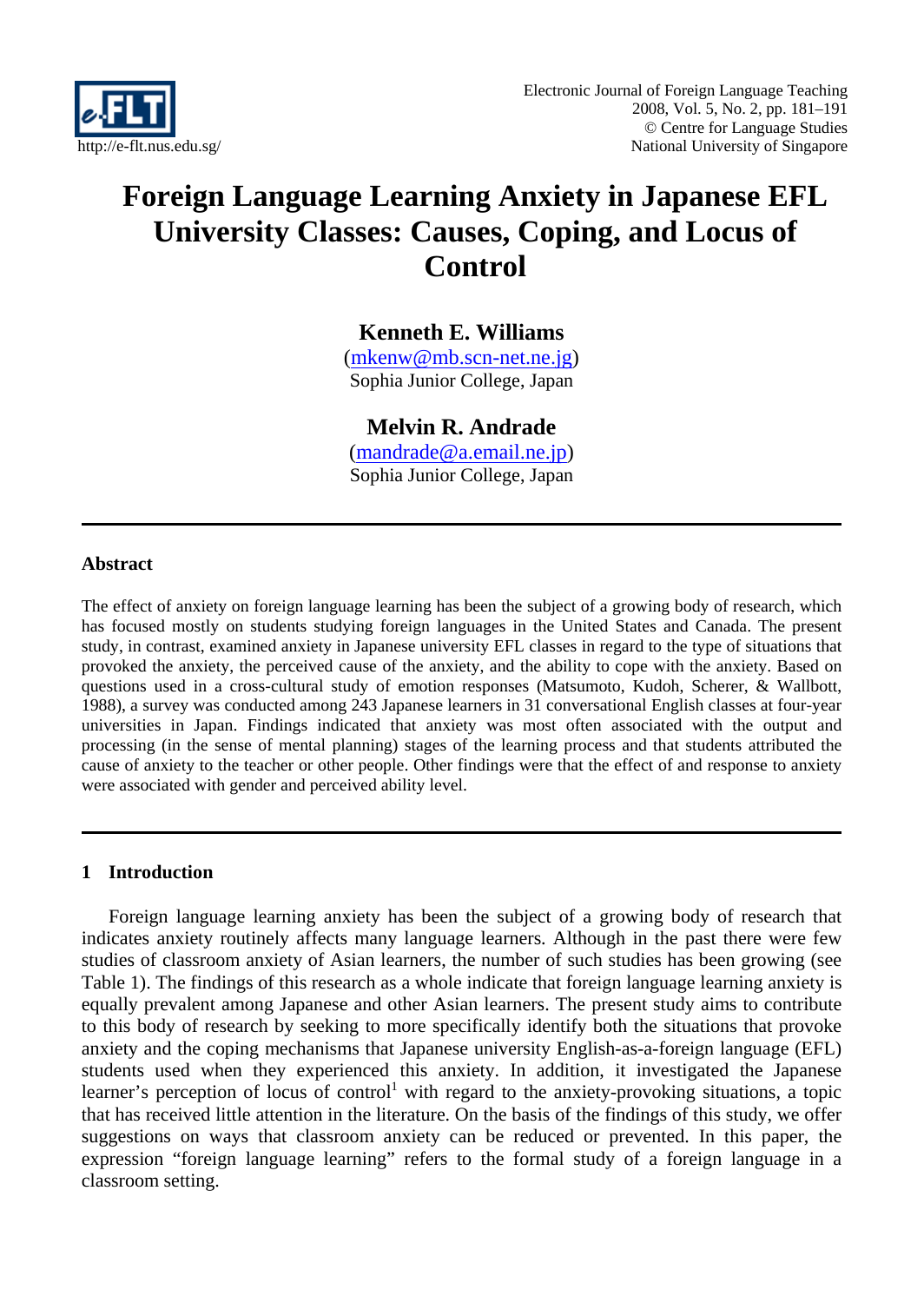# Foreign Language Learning Anxiety in Japanese EFL University Classes: Causes, Coping, and Locus of Control

**Kenneth E. Williams**
(mkenw@mb.scn-net.ne.jg)
Sophia Junior College, Japan

**Melvin R. Andrade**
(mandrade@a.email.ne.jp)
Sophia Junior College, Japan

---

### Abstract

The effect of anxiety on foreign language learning has been the subject of a growing body of research, which has focused mostly on students studying foreign languages in the United States and Canada. The present study, in contrast, examined anxiety in Japanese university EFL classes in regard to the type of situations that provoked the anxiety, the perceived cause of the anxiety, and the ability to cope with the anxiety. Based on questions used in a cross-cultural study of emotion responses (Matsumoto, Kudoh, Scherer, & Wallbott, 1988), a survey was conducted among 243 Japanese learners in 31 conversational English classes at four-year universities in Japan. Findings indicated that anxiety was most often associated with the output and processing (in the sense of mental planning) stages of the learning process and that students attributed the cause of anxiety to the teacher or other people. Other findings were that the effect of and response to anxiety were associated with gender and perceived ability level.

---

## 1 Introduction

Foreign language learning anxiety has been the subject of a growing body of research that indicates anxiety routinely affects many language learners. Although in the past there were few studies of classroom anxiety of Asian learners, the number of such studies has been growing (see Table 1). The findings of this research as a whole indicate that foreign language learning anxiety is equally prevalent among Japanese and other Asian learners. The present study aims to contribute to this body of research by seeking to more specifically identify both the situations that provoke anxiety and the coping mechanisms that Japanese university English-as-a-foreign language (EFL) students used when they experienced this anxiety. In addition, it investigated the Japanese learner's perception of locus of control[1] with regard to the anxiety-provoking situations, a topic that has received little attention in the literature. On the basis of the findings of this study, we offer suggestions on ways that classroom anxiety can be reduced or prevented. In this paper, the expression "foreign language learning" refers to the formal study of a foreign language in a classroom setting.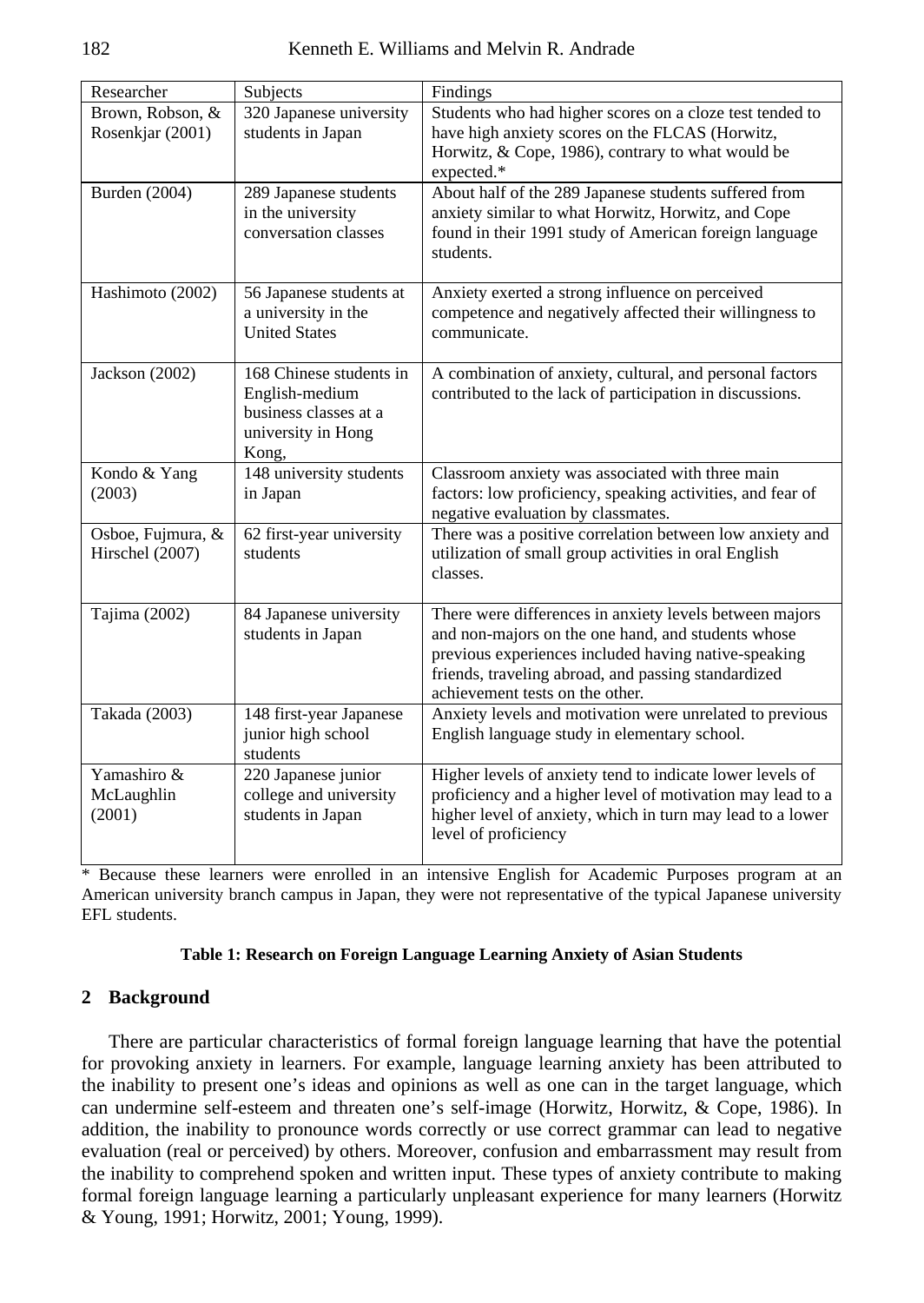| Researcher | Subjects | Findings |
|---|---|---|
| Brown, Robson, & Rosenkjar (2001) | 320 Japanese university students in Japan | Students who had higher scores on a cloze test tended to have high anxiety scores on the FLCAS (Horwitz, Horwitz, & Cope, 1986), contrary to what would be expected.* |
| Burden (2004) | 289 Japanese students in the university conversation classes | About half of the 289 Japanese students suffered from anxiety similar to what Horwitz, Horwitz, and Cope found in their 1991 study of American foreign language students. |
| Hashimoto (2002) | 56 Japanese students at a university in the United States | Anxiety exerted a strong influence on perceived competence and negatively affected their willingness to communicate. |
| Jackson (2002) | 168 Chinese students in English-medium business classes at a university in Hong Kong, | A combination of anxiety, cultural, and personal factors contributed to the lack of participation in discussions. |
| Kondo & Yang (2003) | 148 university students in Japan | Classroom anxiety was associated with three main factors: low proficiency, speaking activities, and fear of negative evaluation by classmates. |
| Osboe, Fujmura, & Hirschel (2007) | 62 first-year university students | There was a positive correlation between low anxiety and utilization of small group activities in oral English classes. |
| Tajima (2002) | 84 Japanese university students in Japan | There were differences in anxiety levels between majors and non-majors on the one hand, and students whose previous experiences included having native-speaking friends, traveling abroad, and passing standardized achievement tests on the other. |
| Takada (2003) | 148 first-year Japanese junior high school students | Anxiety levels and motivation were unrelated to previous English language study in elementary school. |
| Yamashiro & McLaughlin (2001) | 220 Japanese junior college and university students in Japan | Higher levels of anxiety tend to indicate lower levels of proficiency and a higher level of motivation may lead to a higher level of anxiety, which in turn may lead to a lower level of proficiency |

* Because these learners were enrolled in an intensive English for Academic Purposes program at an American university branch campus in Japan, they were not representative of the typical Japanese university EFL students.

**Table 1: Research on Foreign Language Learning Anxiety of Asian Students**

## 2 Background

There are particular characteristics of formal foreign language learning that have the potential for provoking anxiety in learners. For example, language learning anxiety has been attributed to the inability to present one's ideas and opinions as well as one can in the target language, which can undermine self-esteem and threaten one's self-image (Horwitz, Horwitz, & Cope, 1986). In addition, the inability to pronounce words correctly or use correct grammar can lead to negative evaluation (real or perceived) by others. Moreover, confusion and embarrassment may result from the inability to comprehend spoken and written input. These types of anxiety contribute to making formal foreign language learning a particularly unpleasant experience for many learners (Horwitz & Young, 1991; Horwitz, 2001; Young, 1999).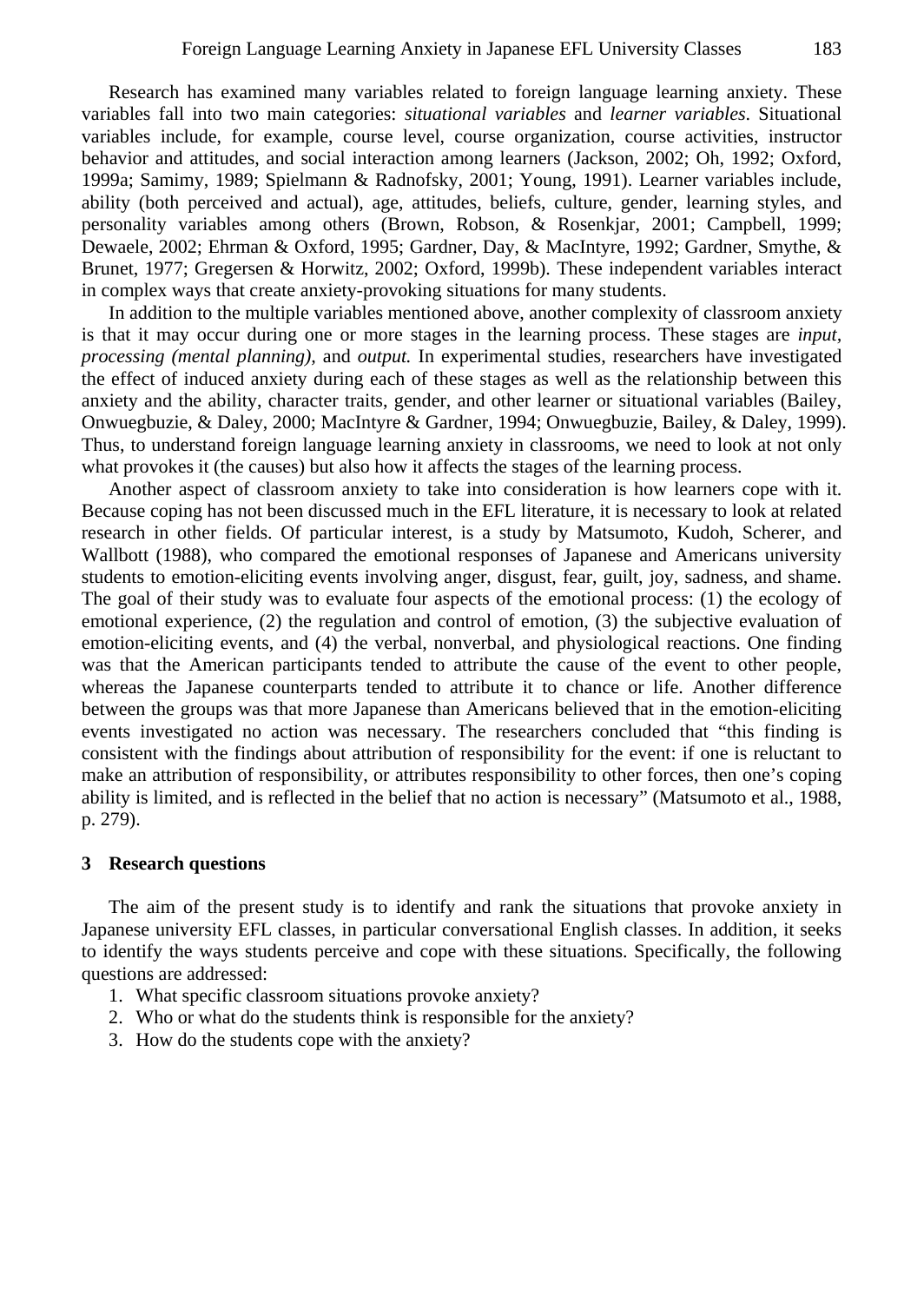Research has examined many variables related to foreign language learning anxiety. These variables fall into two main categories: *situational variables* and *learner variables*. Situational variables include, for example, course level, course organization, course activities, instructor behavior and attitudes, and social interaction among learners (Jackson, 2002; Oh, 1992; Oxford, 1999a; Samimy, 1989; Spielmann & Radnofsky, 2001; Young, 1991). Learner variables include, ability (both perceived and actual), age, attitudes, beliefs, culture, gender, learning styles, and personality variables among others (Brown, Robson, & Rosenkjar, 2001; Campbell, 1999; Dewaele, 2002; Ehrman & Oxford, 1995; Gardner, Day, & MacIntyre, 1992; Gardner, Smythe, & Brunet, 1977; Gregersen & Horwitz, 2002; Oxford, 1999b). These independent variables interact in complex ways that create anxiety-provoking situations for many students.

In addition to the multiple variables mentioned above, another complexity of classroom anxiety is that it may occur during one or more stages in the learning process. These stages are *input, processing (mental planning),* and *output.* In experimental studies, researchers have investigated the effect of induced anxiety during each of these stages as well as the relationship between this anxiety and the ability, character traits, gender, and other learner or situational variables (Bailey, Onwuegbuzie, & Daley, 2000; MacIntyre & Gardner, 1994; Onwuegbuzie, Bailey, & Daley, 1999). Thus, to understand foreign language learning anxiety in classrooms, we need to look at not only what provokes it (the causes) but also how it affects the stages of the learning process.

Another aspect of classroom anxiety to take into consideration is how learners cope with it. Because coping has not been discussed much in the EFL literature, it is necessary to look at related research in other fields. Of particular interest, is a study by Matsumoto, Kudoh, Scherer, and Wallbott (1988), who compared the emotional responses of Japanese and Americans university students to emotion-eliciting events involving anger, disgust, fear, guilt, joy, sadness, and shame. The goal of their study was to evaluate four aspects of the emotional process: (1) the ecology of emotional experience, (2) the regulation and control of emotion, (3) the subjective evaluation of emotion-eliciting events, and (4) the verbal, nonverbal, and physiological reactions. One finding was that the American participants tended to attribute the cause of the event to other people, whereas the Japanese counterparts tended to attribute it to chance or life. Another difference between the groups was that more Japanese than Americans believed that in the emotion-eliciting events investigated no action was necessary. The researchers concluded that "this finding is consistent with the findings about attribution of responsibility for the event: if one is reluctant to make an attribution of responsibility, or attributes responsibility to other forces, then one's coping ability is limited, and is reflected in the belief that no action is necessary" (Matsumoto et al., 1988, p. 279).

## 3 Research questions

The aim of the present study is to identify and rank the situations that provoke anxiety in Japanese university EFL classes, in particular conversational English classes. In addition, it seeks to identify the ways students perceive and cope with these situations. Specifically, the following questions are addressed:

1. What specific classroom situations provoke anxiety?
2. Who or what do the students think is responsible for the anxiety?
3. How do the students cope with the anxiety?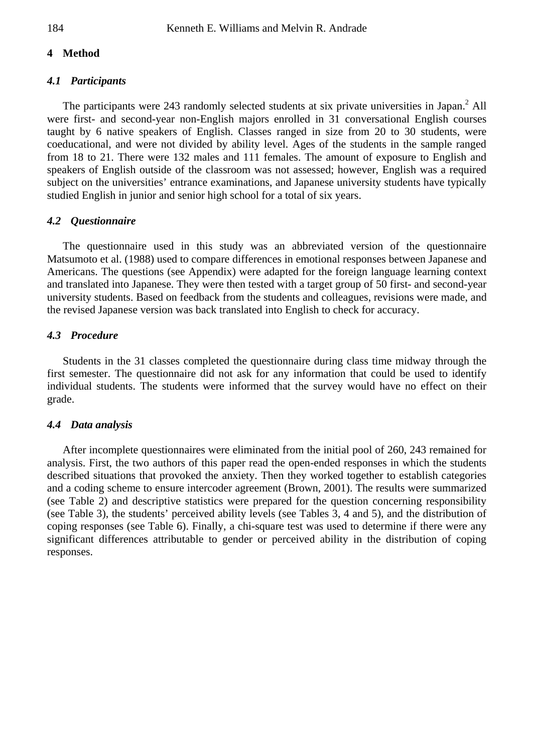## 4 Method

### *4.1 Participants*

The participants were 243 randomly selected students at six private universities in Japan.[2] All were first- and second-year non-English majors enrolled in 31 conversational English courses taught by 6 native speakers of English. Classes ranged in size from 20 to 30 students, were coeducational, and were not divided by ability level. Ages of the students in the sample ranged from 18 to 21. There were 132 males and 111 females. The amount of exposure to English and speakers of English outside of the classroom was not assessed; however, English was a required subject on the universities' entrance examinations, and Japanese university students have typically studied English in junior and senior high school for a total of six years.

### *4.2 Questionnaire*

The questionnaire used in this study was an abbreviated version of the questionnaire Matsumoto et al. (1988) used to compare differences in emotional responses between Japanese and Americans. The questions (see Appendix) were adapted for the foreign language learning context and translated into Japanese. They were then tested with a target group of 50 first- and second-year university students. Based on feedback from the students and colleagues, revisions were made, and the revised Japanese version was back translated into English to check for accuracy.

### *4.3 Procedure*

Students in the 31 classes completed the questionnaire during class time midway through the first semester. The questionnaire did not ask for any information that could be used to identify individual students. The students were informed that the survey would have no effect on their grade.

### *4.4 Data analysis*

After incomplete questionnaires were eliminated from the initial pool of 260, 243 remained for analysis. First, the two authors of this paper read the open-ended responses in which the students described situations that provoked the anxiety. Then they worked together to establish categories and a coding scheme to ensure intercoder agreement (Brown, 2001). The results were summarized (see Table 2) and descriptive statistics were prepared for the question concerning responsibility (see Table 3), the students' perceived ability levels (see Tables 3, 4 and 5), and the distribution of coping responses (see Table 6). Finally, a chi-square test was used to determine if there were any significant differences attributable to gender or perceived ability in the distribution of coping responses.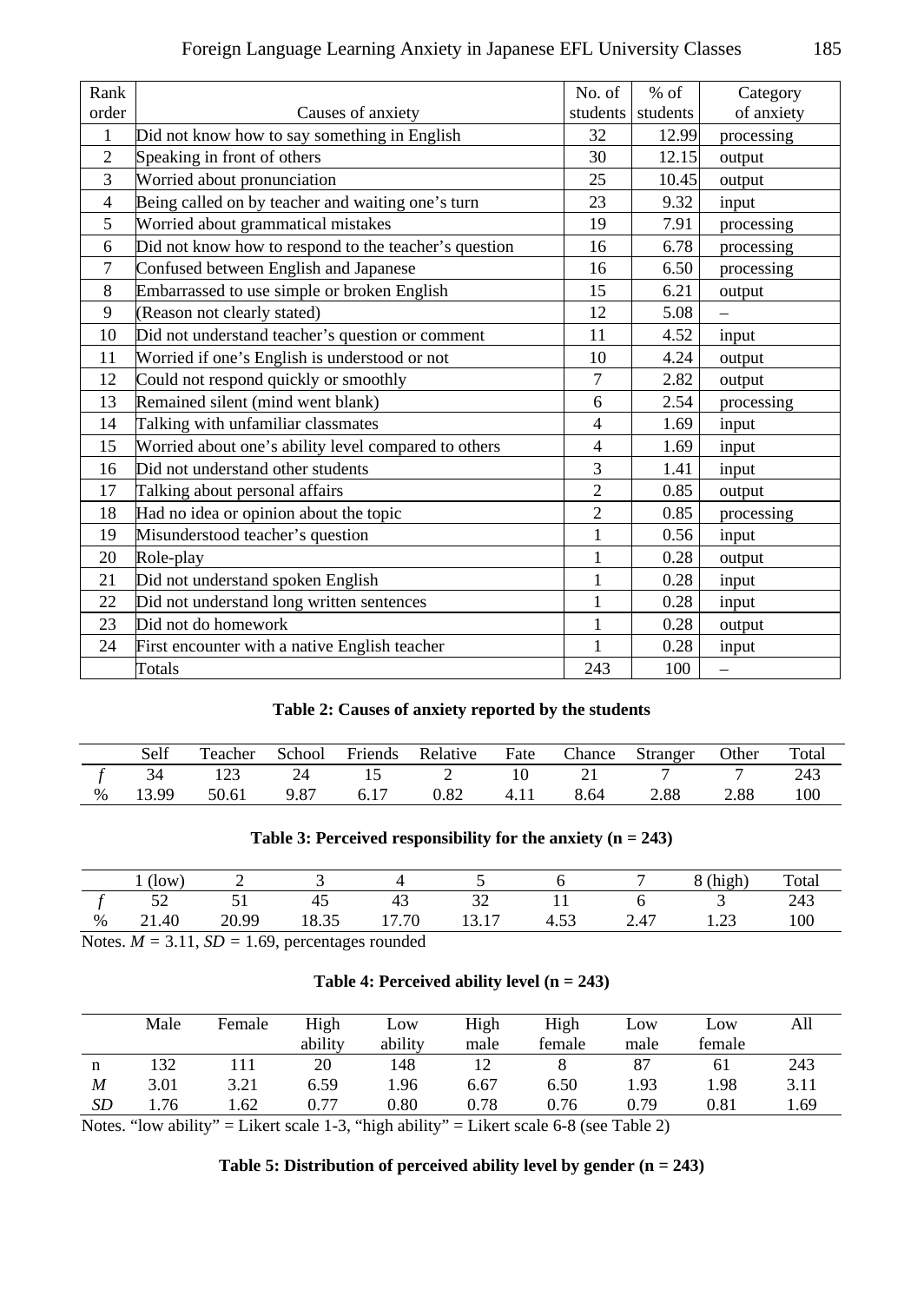| Rank order | Causes of anxiety | No. of students | % of students | Category of anxiety |
|---|---|---|---|---|
| 1 | Did not know how to say something in English | 32 | 12.99 | processing |
| 2 | Speaking in front of others | 30 | 12.15 | output |
| 3 | Worried about pronunciation | 25 | 10.45 | output |
| 4 | Being called on by teacher and waiting one's turn | 23 | 9.32 | input |
| 5 | Worried about grammatical mistakes | 19 | 7.91 | processing |
| 6 | Did not know how to respond to the teacher's question | 16 | 6.78 | processing |
| 7 | Confused between English and Japanese | 16 | 6.50 | processing |
| 8 | Embarrassed to use simple or broken English | 15 | 6.21 | output |
| 9 | (Reason not clearly stated) | 12 | 5.08 | – |
| 10 | Did not understand teacher's question or comment | 11 | 4.52 | input |
| 11 | Worried if one's English is understood or not | 10 | 4.24 | output |
| 12 | Could not respond quickly or smoothly | 7 | 2.82 | output |
| 13 | Remained silent (mind went blank) | 6 | 2.54 | processing |
| 14 | Talking with unfamiliar classmates | 4 | 1.69 | input |
| 15 | Worried about one's ability level compared to others | 4 | 1.69 | input |
| 16 | Did not understand other students | 3 | 1.41 | input |
| 17 | Talking about personal affairs | 2 | 0.85 | output |
| 18 | Had no idea or opinion about the topic | 2 | 0.85 | processing |
| 19 | Misunderstood teacher's question | 1 | 0.56 | input |
| 20 | Role-play | 1 | 0.28 | output |
| 21 | Did not understand spoken English | 1 | 0.28 | input |
| 22 | Did not understand long written sentences | 1 | 0.28 | input |
| 23 | Did not do homework | 1 | 0.28 | output |
| 24 | First encounter with a native English teacher | 1 | 0.28 | input |
| | Totals | 243 | 100 | – |

**Table 2: Causes of anxiety reported by the students**

| | Self | Teacher | School | Friends | Relative | Fate | Chance | Stranger | Other | Total |
|---|---|---|---|---|---|---|---|---|---|---|
| *f* | 34 | 123 | 24 | 15 | 2 | 10 | 21 | 7 | 7 | 243 |
| % | 13.99 | 50.61 | 9.87 | 6.17 | 0.82 | 4.11 | 8.64 | 2.88 | 2.88 | 100 |

**Table 3: Perceived responsibility for the anxiety (n = 243)**

| | 1 (low) | 2 | 3 | 4 | 5 | 6 | 7 | 8 (high) | Total |
|---|---|---|---|---|---|---|---|---|---|
| *f* | 52 | 51 | 45 | 43 | 32 | 11 | 6 | 3 | 243 |
| % | 21.40 | 20.99 | 18.35 | 17.70 | 13.17 | 4.53 | 2.47 | 1.23 | 100 |

Notes. $M$ = 3.11, $SD$ = 1.69, percentages rounded

**Table 4: Perceived ability level (n = 243)**

| | Male | Female | High ability | Low ability | High male | High female | Low male | Low female | All |
|---|---|---|---|---|---|---|---|---|---|
| n | 132 | 111 | 20 | 148 | 12 | 8 | 87 | 61 | 243 |
| *M* | 3.01 | 3.21 | 6.59 | 1.96 | 6.67 | 6.50 | 1.93 | 1.98 | 3.11 |
| *SD* | 1.76 | 1.62 | 0.77 | 0.80 | 0.78 | 0.76 | 0.79 | 0.81 | 1.69 |

Notes. "low ability" = Likert scale 1-3, "high ability" = Likert scale 6-8 (see Table 2)

**Table 5: Distribution of perceived ability level by gender (n = 243)**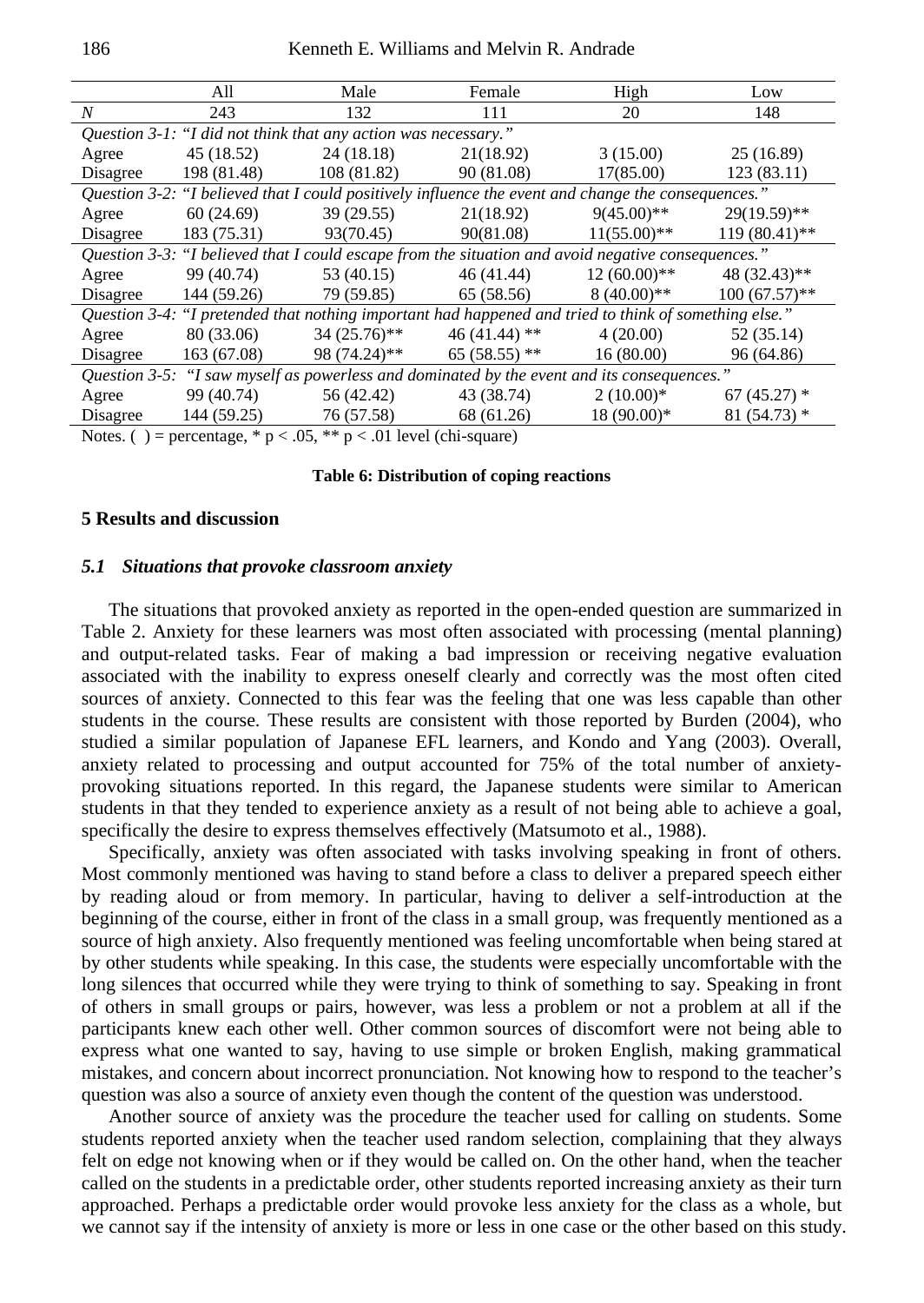|  | All | Male | Female | High | Low |
|---|---|---|---|---|---|
| *N* | 243 | 132 | 111 | 20 | 148 |
| *Question 3-1: "I did not think that any action was necessary."* | | | | | |
| Agree | 45 (18.52) | 24 (18.18) | 21(18.92) | 3 (15.00) | 25 (16.89) |
| Disagree | 198 (81.48) | 108 (81.82) | 90 (81.08) | 17(85.00) | 123 (83.11) |
| *Question 3-2: "I believed that I could positively influence the event and change the consequences."* | | | | | |
| Agree | 60 (24.69) | 39 (29.55) | 21(18.92) | 9(45.00)** | 29(19.59)** |
| Disagree | 183 (75.31) | 93(70.45) | 90(81.08) | 11(55.00)** | 119 (80.41)** |
| *Question 3-3: "I believed that I could escape from the situation and avoid negative consequences."* | | | | | |
| Agree | 99 (40.74) | 53 (40.15) | 46 (41.44) | 12 (60.00)** | 48 (32.43)** |
| Disagree | 144 (59.26) | 79 (59.85) | 65 (58.56) | 8 (40.00)** | 100 (67.57)** |
| *Question 3-4: "I pretended that nothing important had happened and tried to think of something else."* | | | | | |
| Agree | 80 (33.06) | 34 (25.76)** | 46 (41.44) ** | 4 (20.00) | 52 (35.14) |
| Disagree | 163 (67.08) | 98 (74.24)** | 65 (58.55) ** | 16 (80.00) | 96 (64.86) |
| *Question 3-5: "I saw myself as powerless and dominated by the event and its consequences."* | | | | | |
| Agree | 99 (40.74) | 56 (42.42) | 43 (38.74) | 2 (10.00)* | 67 (45.27) * |
| Disagree | 144 (59.25) | 76 (57.58) | 68 (61.26) | 18 (90.00)* | 81 (54.73) * |

Notes. ( ) = percentage, * $p < .05$, ** $p < .01$ level (chi-square)

**Table 6: Distribution of coping reactions**

## 5 Results and discussion

### *5.1 Situations that provoke classroom anxiety*

The situations that provoked anxiety as reported in the open-ended question are summarized in Table 2. Anxiety for these learners was most often associated with processing (mental planning) and output-related tasks. Fear of making a bad impression or receiving negative evaluation associated with the inability to express oneself clearly and correctly was the most often cited sources of anxiety. Connected to this fear was the feeling that one was less capable than other students in the course. These results are consistent with those reported by Burden (2004), who studied a similar population of Japanese EFL learners, and Kondo and Yang (2003). Overall, anxiety related to processing and output accounted for 75% of the total number of anxiety-provoking situations reported. In this regard, the Japanese students were similar to American students in that they tended to experience anxiety as a result of not being able to achieve a goal, specifically the desire to express themselves effectively (Matsumoto et al., 1988).

Specifically, anxiety was often associated with tasks involving speaking in front of others. Most commonly mentioned was having to stand before a class to deliver a prepared speech either by reading aloud or from memory. In particular, having to deliver a self-introduction at the beginning of the course, either in front of the class in a small group, was frequently mentioned as a source of high anxiety. Also frequently mentioned was feeling uncomfortable when being stared at by other students while speaking. In this case, the students were especially uncomfortable with the long silences that occurred while they were trying to think of something to say. Speaking in front of others in small groups or pairs, however, was less a problem or not a problem at all if the participants knew each other well. Other common sources of discomfort were not being able to express what one wanted to say, having to use simple or broken English, making grammatical mistakes, and concern about incorrect pronunciation. Not knowing how to respond to the teacher's question was also a source of anxiety even though the content of the question was understood.

Another source of anxiety was the procedure the teacher used for calling on students. Some students reported anxiety when the teacher used random selection, complaining that they always felt on edge not knowing when or if they would be called on. On the other hand, when the teacher called on the students in a predictable order, other students reported increasing anxiety as their turn approached. Perhaps a predictable order would provoke less anxiety for the class as a whole, but we cannot say if the intensity of anxiety is more or less in one case or the other based on this study.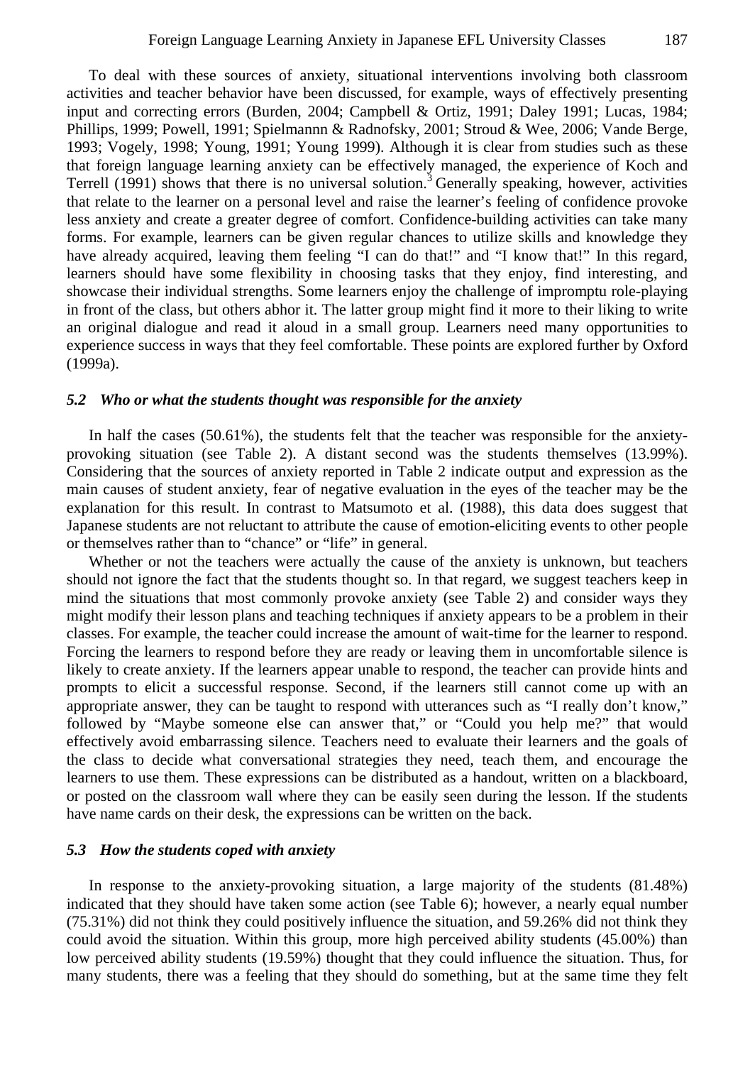To deal with these sources of anxiety, situational interventions involving both classroom activities and teacher behavior have been discussed, for example, ways of effectively presenting input and correcting errors (Burden, 2004; Campbell & Ortiz, 1991; Daley 1991; Lucas, 1984; Phillips, 1999; Powell, 1991; Spielmannn & Radnofsky, 2001; Stroud & Wee, 2006; Vande Berge, 1993; Vogely, 1998; Young, 1991; Young 1999). Although it is clear from studies such as these that foreign language learning anxiety can be effectively managed, the experience of Koch and Terrell (1991) shows that there is no universal solution.[3] Generally speaking, however, activities that relate to the learner on a personal level and raise the learner's feeling of confidence provoke less anxiety and create a greater degree of comfort. Confidence-building activities can take many forms. For example, learners can be given regular chances to utilize skills and knowledge they have already acquired, leaving them feeling "I can do that!" and "I know that!" In this regard, learners should have some flexibility in choosing tasks that they enjoy, find interesting, and showcase their individual strengths. Some learners enjoy the challenge of impromptu role-playing in front of the class, but others abhor it. The latter group might find it more to their liking to write an original dialogue and read it aloud in a small group. Learners need many opportunities to experience success in ways that they feel comfortable. These points are explored further by Oxford (1999a).

### *5.2 Who or what the students thought was responsible for the anxiety*

In half the cases (50.61%), the students felt that the teacher was responsible for the anxiety-provoking situation (see Table 2). A distant second was the students themselves (13.99%). Considering that the sources of anxiety reported in Table 2 indicate output and expression as the main causes of student anxiety, fear of negative evaluation in the eyes of the teacher may be the explanation for this result. In contrast to Matsumoto et al. (1988), this data does suggest that Japanese students are not reluctant to attribute the cause of emotion-eliciting events to other people or themselves rather than to "chance" or "life" in general.

Whether or not the teachers were actually the cause of the anxiety is unknown, but teachers should not ignore the fact that the students thought so. In that regard, we suggest teachers keep in mind the situations that most commonly provoke anxiety (see Table 2) and consider ways they might modify their lesson plans and teaching techniques if anxiety appears to be a problem in their classes. For example, the teacher could increase the amount of wait-time for the learner to respond. Forcing the learners to respond before they are ready or leaving them in uncomfortable silence is likely to create anxiety. If the learners appear unable to respond, the teacher can provide hints and prompts to elicit a successful response. Second, if the learners still cannot come up with an appropriate answer, they can be taught to respond with utterances such as "I really don't know," followed by "Maybe someone else can answer that," or "Could you help me?" that would effectively avoid embarrassing silence. Teachers need to evaluate their learners and the goals of the class to decide what conversational strategies they need, teach them, and encourage the learners to use them. These expressions can be distributed as a handout, written on a blackboard, or posted on the classroom wall where they can be easily seen during the lesson. If the students have name cards on their desk, the expressions can be written on the back.

### *5.3 How the students coped with anxiety*

In response to the anxiety-provoking situation, a large majority of the students (81.48%) indicated that they should have taken some action (see Table 6); however, a nearly equal number (75.31%) did not think they could positively influence the situation, and 59.26% did not think they could avoid the situation. Within this group, more high perceived ability students (45.00%) than low perceived ability students (19.59%) thought that they could influence the situation. Thus, for many students, there was a feeling that they should do something, but at the same time they felt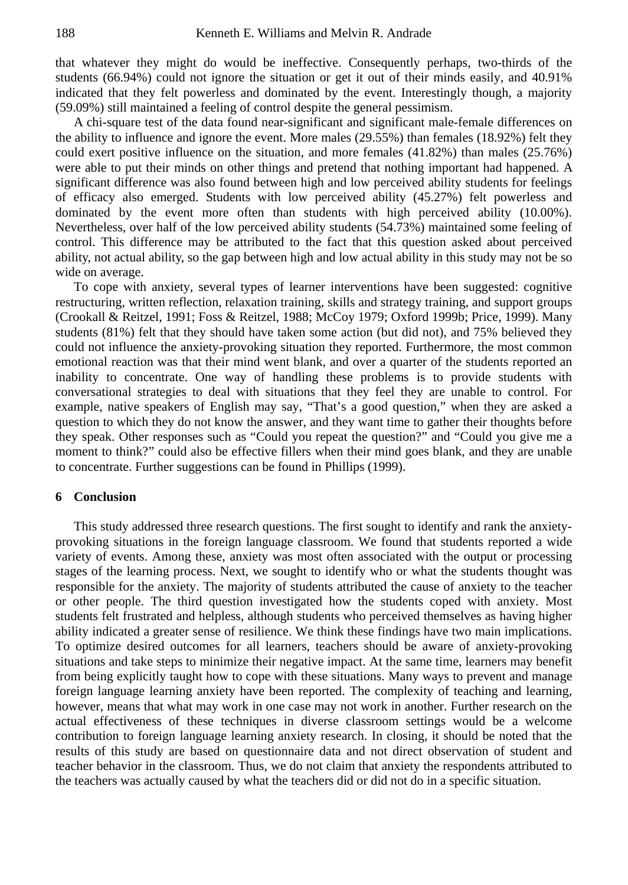that whatever they might do would be ineffective. Consequently perhaps, two-thirds of the students (66.94%) could not ignore the situation or get it out of their minds easily, and 40.91% indicated that they felt powerless and dominated by the event. Interestingly though, a majority (59.09%) still maintained a feeling of control despite the general pessimism.

A chi-square test of the data found near-significant and significant male-female differences on the ability to influence and ignore the event. More males (29.55%) than females (18.92%) felt they could exert positive influence on the situation, and more females (41.82%) than males (25.76%) were able to put their minds on other things and pretend that nothing important had happened. A significant difference was also found between high and low perceived ability students for feelings of efficacy also emerged. Students with low perceived ability (45.27%) felt powerless and dominated by the event more often than students with high perceived ability (10.00%). Nevertheless, over half of the low perceived ability students (54.73%) maintained some feeling of control. This difference may be attributed to the fact that this question asked about perceived ability, not actual ability, so the gap between high and low actual ability in this study may not be so wide on average.

To cope with anxiety, several types of learner interventions have been suggested: cognitive restructuring, written reflection, relaxation training, skills and strategy training, and support groups (Crookall & Reitzel, 1991; Foss & Reitzel, 1988; McCoy 1979; Oxford 1999b; Price, 1999). Many students (81%) felt that they should have taken some action (but did not), and 75% believed they could not influence the anxiety-provoking situation they reported. Furthermore, the most common emotional reaction was that their mind went blank, and over a quarter of the students reported an inability to concentrate. One way of handling these problems is to provide students with conversational strategies to deal with situations that they feel they are unable to control. For example, native speakers of English may say, "That's a good question," when they are asked a question to which they do not know the answer, and they want time to gather their thoughts before they speak. Other responses such as "Could you repeat the question?" and "Could you give me a moment to think?" could also be effective fillers when their mind goes blank, and they are unable to concentrate. Further suggestions can be found in Phillips (1999).

## 6 Conclusion

This study addressed three research questions. The first sought to identify and rank the anxiety-provoking situations in the foreign language classroom. We found that students reported a wide variety of events. Among these, anxiety was most often associated with the output or processing stages of the learning process. Next, we sought to identify who or what the students thought was responsible for the anxiety. The majority of students attributed the cause of anxiety to the teacher or other people. The third question investigated how the students coped with anxiety. Most students felt frustrated and helpless, although students who perceived themselves as having higher ability indicated a greater sense of resilience. We think these findings have two main implications. To optimize desired outcomes for all learners, teachers should be aware of anxiety-provoking situations and take steps to minimize their negative impact. At the same time, learners may benefit from being explicitly taught how to cope with these situations. Many ways to prevent and manage foreign language learning anxiety have been reported. The complexity of teaching and learning, however, means that what may work in one case may not work in another. Further research on the actual effectiveness of these techniques in diverse classroom settings would be a welcome contribution to foreign language learning anxiety research. In closing, it should be noted that the results of this study are based on questionnaire data and not direct observation of student and teacher behavior in the classroom. Thus, we do not claim that anxiety the respondents attributed to the teachers was actually caused by what the teachers did or did not do in a specific situation.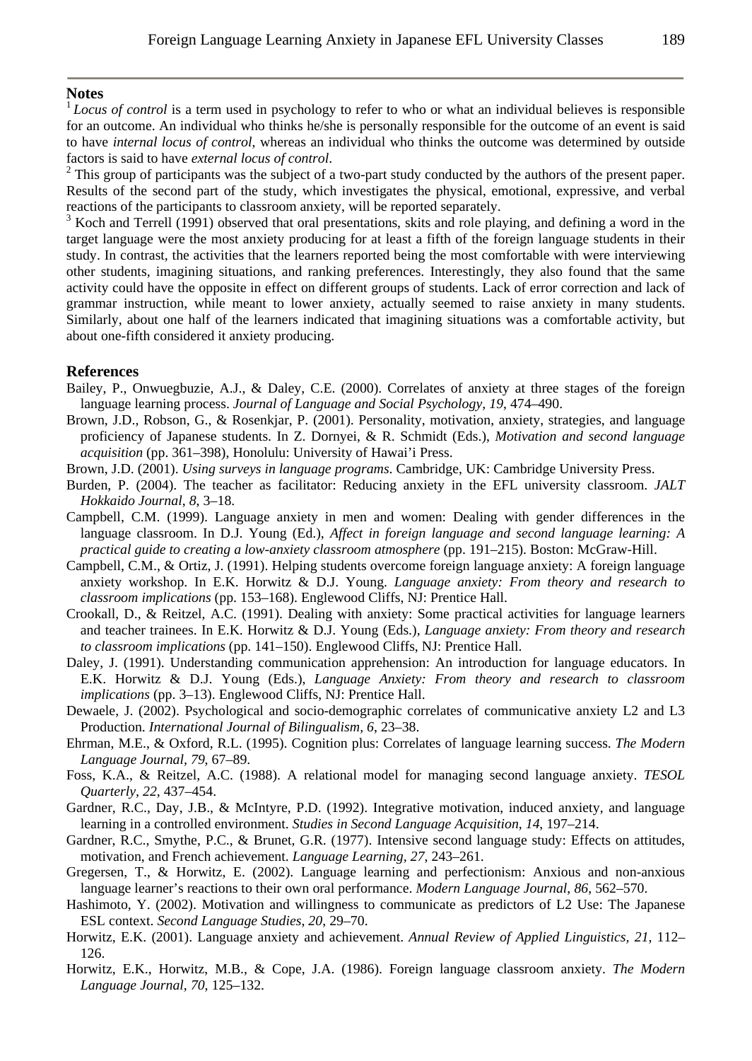## Notes

[1] *Locus of control* is a term used in psychology to refer to who or what an individual believes is responsible for an outcome. An individual who thinks he/she is personally responsible for the outcome of an event is said to have *internal locus of control*, whereas an individual who thinks the outcome was determined by outside factors is said to have *external locus of control*.

[2] This group of participants was the subject of a two-part study conducted by the authors of the present paper. Results of the second part of the study, which investigates the physical, emotional, expressive, and verbal reactions of the participants to classroom anxiety, will be reported separately.

[3] Koch and Terrell (1991) observed that oral presentations, skits and role playing, and defining a word in the target language were the most anxiety producing for at least a fifth of the foreign language students in their study. In contrast, the activities that the learners reported being the most comfortable with were interviewing other students, imagining situations, and ranking preferences. Interestingly, they also found that the same activity could have the opposite in effect on different groups of students. Lack of error correction and lack of grammar instruction, while meant to lower anxiety, actually seemed to raise anxiety in many students. Similarly, about one half of the learners indicated that imagining situations was a comfortable activity, but about one-fifth considered it anxiety producing.

## References

Bailey, P., Onwuegbuzie, A.J., & Daley, C.E. (2000). Correlates of anxiety at three stages of the foreign language learning process. *Journal of Language and Social Psychology, 19,* 474–490.

Brown, J.D., Robson, G., & Rosenkjar, P. (2001). Personality, motivation, anxiety, strategies, and language proficiency of Japanese students. In Z. Dornyei, & R. Schmidt (Eds.), *Motivation and second language acquisition* (pp. 361–398), Honolulu: University of Hawai'i Press.

Brown, J.D. (2001). *Using surveys in language programs*. Cambridge, UK: Cambridge University Press.

Burden, P. (2004). The teacher as facilitator: Reducing anxiety in the EFL university classroom. *JALT Hokkaido Journal, 8,* 3–18.

Campbell, C.M. (1999). Language anxiety in men and women: Dealing with gender differences in the language classroom. In D.J. Young (Ed.), *Affect in foreign language and second language learning: A practical guide to creating a low-anxiety classroom atmosphere* (pp. 191–215). Boston: McGraw-Hill.

Campbell, C.M., & Ortiz, J. (1991). Helping students overcome foreign language anxiety: A foreign language anxiety workshop. In E.K. Horwitz & D.J. Young. *Language anxiety: From theory and research to classroom implications* (pp. 153–168). Englewood Cliffs, NJ: Prentice Hall.

Crookall, D., & Reitzel, A.C. (1991). Dealing with anxiety: Some practical activities for language learners and teacher trainees. In E.K. Horwitz & D.J. Young (Eds.), *Language anxiety: From theory and research to classroom implications* (pp. 141–150). Englewood Cliffs, NJ: Prentice Hall.

Daley, J. (1991). Understanding communication apprehension: An introduction for language educators. In E.K. Horwitz & D.J. Young (Eds.), *Language Anxiety: From theory and research to classroom implications* (pp. 3–13). Englewood Cliffs, NJ: Prentice Hall.

Dewaele, J. (2002). Psychological and socio-demographic correlates of communicative anxiety L2 and L3 Production. *International Journal of Bilingualism, 6,* 23–38.

Ehrman, M.E., & Oxford, R.L. (1995). Cognition plus: Correlates of language learning success. *The Modern Language Journal, 79,* 67–89.

Foss, K.A., & Reitzel, A.C. (1988). A relational model for managing second language anxiety. *TESOL Quarterly, 22,* 437–454.

Gardner, R.C., Day, J.B., & McIntyre, P.D. (1992). Integrative motivation, induced anxiety, and language learning in a controlled environment. *Studies in Second Language Acquisition, 14,* 197–214.

Gardner, R.C., Smythe, P.C., & Brunet, G.R. (1977). Intensive second language study: Effects on attitudes, motivation, and French achievement. *Language Learning, 27,* 243–261.

Gregersen, T., & Horwitz, E. (2002). Language learning and perfectionism: Anxious and non-anxious language learner's reactions to their own oral performance. *Modern Language Journal, 86,* 562–570.

Hashimoto, Y. (2002). Motivation and willingness to communicate as predictors of L2 Use: The Japanese ESL context. *Second Language Studies, 20,* 29–70.

Horwitz, E.K. (2001). Language anxiety and achievement. *Annual Review of Applied Linguistics, 21,* 112–126.

Horwitz, E.K., Horwitz, M.B., & Cope, J.A. (1986). Foreign language classroom anxiety. *The Modern Language Journal, 70,* 125–132.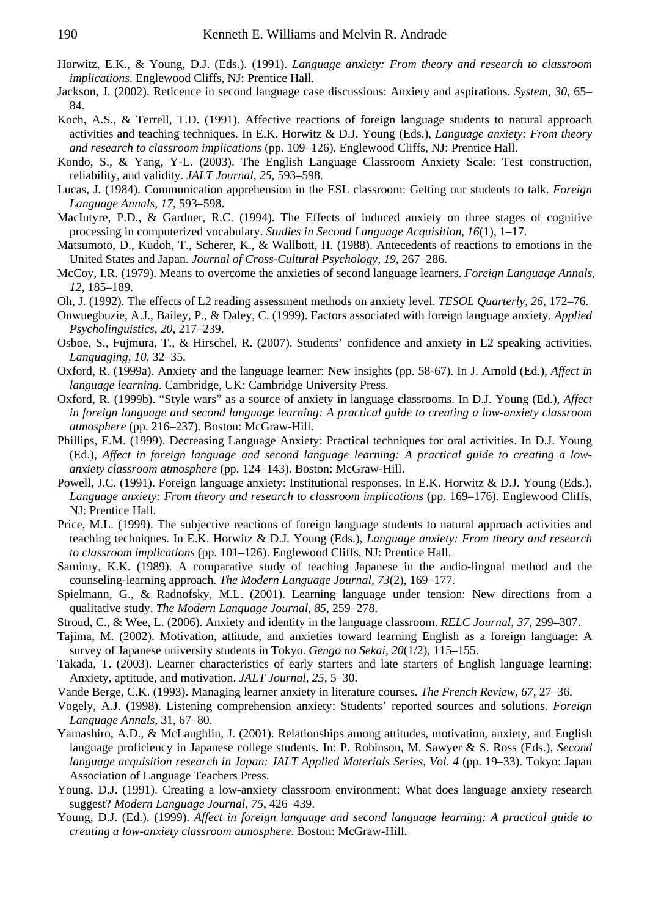Horwitz, E.K., & Young, D.J. (Eds.). (1991). *Language anxiety: From theory and research to classroom implications*. Englewood Cliffs, NJ: Prentice Hall.

Jackson, J. (2002). Reticence in second language case discussions: Anxiety and aspirations. *System*, *30*, 65–84.

Koch, A.S., & Terrell, T.D. (1991). Affective reactions of foreign language students to natural approach activities and teaching techniques. In E.K. Horwitz & D.J. Young (Eds.), *Language anxiety: From theory and research to classroom implications* (pp. 109–126). Englewood Cliffs, NJ: Prentice Hall.

Kondo, S., & Yang, Y-L. (2003). The English Language Classroom Anxiety Scale: Test construction, reliability, and validity. *JALT Journal, 25*, 593–598.

Lucas, J. (1984). Communication apprehension in the ESL classroom: Getting our students to talk. *Foreign Language Annals, 17*, 593–598.

MacIntyre, P.D., & Gardner, R.C. (1994). The Effects of induced anxiety on three stages of cognitive processing in computerized vocabulary. *Studies in Second Language Acquisition, 16*(1), 1–17.

Matsumoto, D., Kudoh, T., Scherer, K., & Wallbott, H. (1988). Antecedents of reactions to emotions in the United States and Japan. *Journal of Cross-Cultural Psychology, 19*, 267–286.

McCoy, I.R. (1979). Means to overcome the anxieties of second language learners. *Foreign Language Annals, 12*, 185–189.

Oh, J. (1992). The effects of L2 reading assessment methods on anxiety level. *TESOL Quarterly, 26*, 172–76.

Onwuegbuzie, A.J., Bailey, P., & Daley, C. (1999). Factors associated with foreign language anxiety. *Applied Psycholinguistics*, *20*, 217–239.

Osboe, S., Fujmura, T., & Hirschel, R. (2007). Students' confidence and anxiety in L2 speaking activities. *Languaging*, *10*, 32–35.

Oxford, R. (1999a). Anxiety and the language learner: New insights (pp. 58-67). In J. Arnold (Ed.), *Affect in language learning*. Cambridge, UK: Cambridge University Press.

Oxford, R. (1999b). "Style wars" as a source of anxiety in language classrooms. In D.J. Young (Ed.), *Affect in foreign language and second language learning: A practical guide to creating a low-anxiety classroom atmosphere* (pp. 216–237). Boston: McGraw-Hill.

Phillips, E.M. (1999). Decreasing Language Anxiety: Practical techniques for oral activities. In D.J. Young (Ed.), *Affect in foreign language and second language learning: A practical guide to creating a low-anxiety classroom atmosphere* (pp. 124–143). Boston: McGraw-Hill.

Powell, J.C. (1991). Foreign language anxiety: Institutional responses. In E.K. Horwitz & D.J. Young (Eds.), *Language anxiety: From theory and research to classroom implications* (pp. 169–176). Englewood Cliffs, NJ: Prentice Hall.

Price, M.L. (1999). The subjective reactions of foreign language students to natural approach activities and teaching techniques. In E.K. Horwitz & D.J. Young (Eds.), *Language anxiety: From theory and research to classroom implications* (pp. 101–126). Englewood Cliffs, NJ: Prentice Hall.

Samimy, K.K. (1989). A comparative study of teaching Japanese in the audio-lingual method and the counseling-learning approach. *The Modern Language Journal*, *73*(2), 169–177.

Spielmann, G., & Radnofsky, M.L. (2001). Learning language under tension: New directions from a qualitative study. *The Modern Language Journal, 85*, 259–278.

Stroud, C., & Wee, L. (2006). Anxiety and identity in the language classroom. *RELC Journal*, *37*, 299–307.

Tajima, M. (2002). Motivation, attitude, and anxieties toward learning English as a foreign language: A survey of Japanese university students in Tokyo. *Gengo no Sekai, 20*(1/2), 115–155.

Takada, T. (2003). Learner characteristics of early starters and late starters of English language learning: Anxiety, aptitude, and motivation. *JALT Journal, 25*, 5–30.

Vande Berge, C.K. (1993). Managing learner anxiety in literature courses. *The French Review, 67*, 27–36.

Vogely, A.J. (1998). Listening comprehension anxiety: Students' reported sources and solutions. *Foreign Language Annals,* 31, 67–80.

Yamashiro, A.D., & McLaughlin, J. (2001). Relationships among attitudes, motivation, anxiety, and English language proficiency in Japanese college students. In: P. Robinson, M. Sawyer & S. Ross (Eds.), *Second language acquisition research in Japan: JALT Applied Materials Series, Vol. 4* (pp. 19–33). Tokyo: Japan Association of Language Teachers Press.

Young, D.J. (1991). Creating a low-anxiety classroom environment: What does language anxiety research suggest? *Modern Language Journal, 75*, 426–439.

Young, D.J. (Ed.). (1999). *Affect in foreign language and second language learning: A practical guide to creating a low-anxiety classroom atmosphere*. Boston: McGraw-Hill.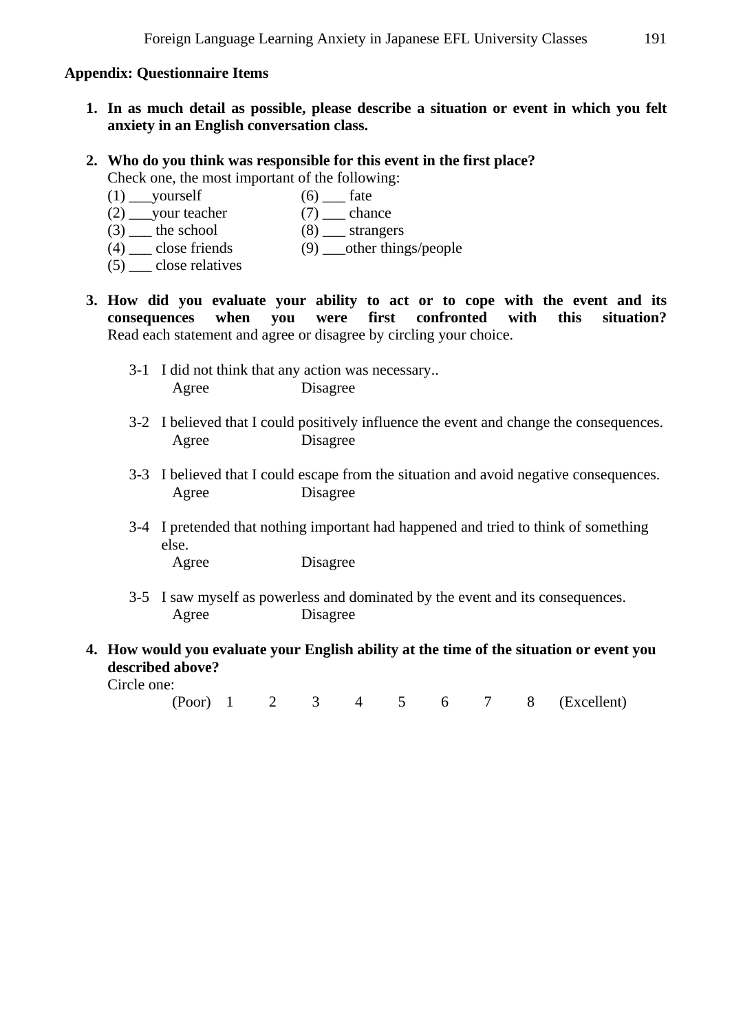## Appendix: Questionnaire Items

1. **In as much detail as possible, please describe a situation or event in which you felt anxiety in an English conversation class.**

2. **Who do you think was responsible for this event in the first place?**
   Check one, the most important of the following:
   (1) ___yourself
   (2) ___your teacher
   (3) ___ the school
   (4) ___ close friends
   (5) ___ close relatives
   (6) ___ fate
   (7) ___ chance
   (8) ___ strangers
   (9) ___other things/people

3. **How did you evaluate your ability to act or to cope with the event and its consequences when you were first confronted with this situation?**
   Read each statement and agree or disagree by circling your choice.

   3-1 I did not think that any action was necessary..
   Agree Disagree

   3-2 I believed that I could positively influence the event and change the consequences.
   Agree Disagree

   3-3 I believed that I could escape from the situation and avoid negative consequences.
   Agree Disagree

   3-4 I pretended that nothing important had happened and tried to think of something else.
   Agree Disagree

   3-5 I saw myself as powerless and dominated by the event and its consequences.
   Agree Disagree

4. **How would you evaluate your English ability at the time of the situation or event you described above?**
   Circle one:
   (Poor) 1 2 3 4 5 6 7 8 (Excellent)